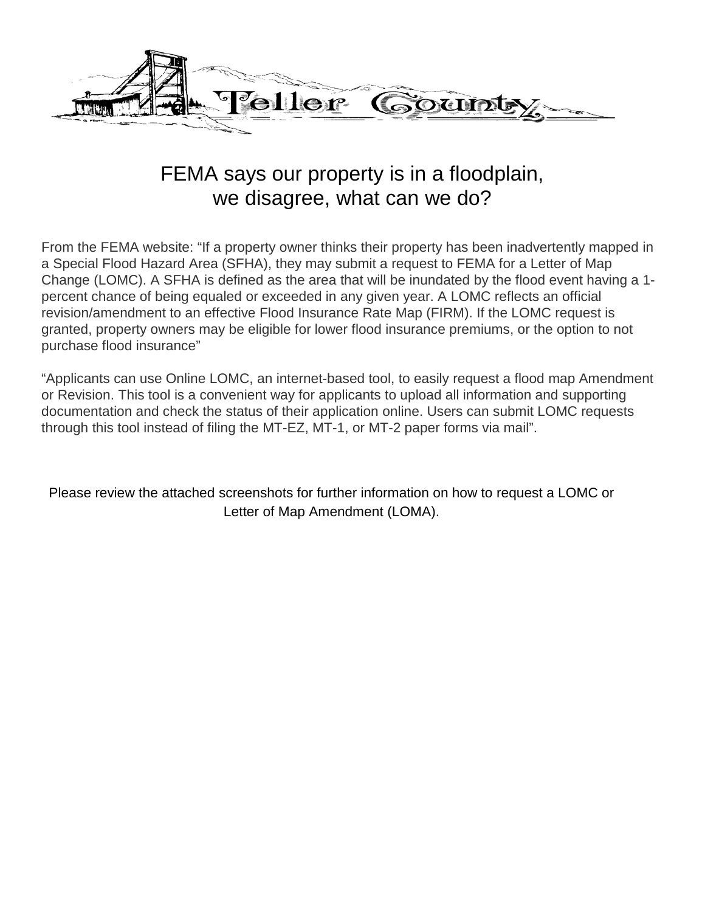# FEMA says our property is in a floodplain, we disagree, what can we do?

From the FEMA website: "If a property owner thinks their property has been inadvertently mapped in a Special Flood Hazard Area (SFHA), they may submit a request to FEMA for a Letter of Map Change (LOMC). A SFHA is defined as the area that will be inundated by the flood event having a 1-percent chance of being equaled or exceeded in any given year. A LOMC reflects an official revision/amendment to an effective Flood Insurance Rate Map (FIRM). If the LOMC request is granted, property owners may be eligible for lower flood insurance premiums, or the option to not purchase flood insurance"

"Applicants can use Online LOMC, an internet-based tool, to easily request a flood map Amendment or Revision. This tool is a convenient way for applicants to upload all information and supporting documentation and check the status of their application online. Users can submit LOMC requests through this tool instead of filing the MT-EZ, MT-1, or MT-2 paper forms via mail".

Please review the attached screenshots for further information on how to request a LOMC or Letter of Map Amendment (LOMA).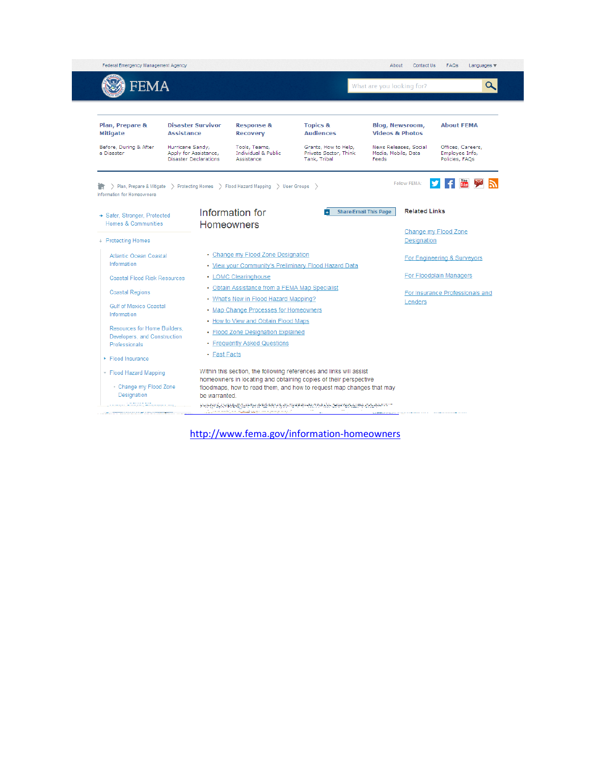Federal Emergency Management Agency

About | Contact Us | FAQs | Languages

FEMA

What are you looking for?

**Plan, Prepare & Mitigate**
Before, During & After a Disaster

**Disaster Survivor Assistance**
Hurricane Sandy, Apply for Assistance, Disaster Declarations

**Response & Recovery**
Tools, Teams, Individual & Public Assistance

**Topics & Audiences**
Grants, How to Help, Private Sector, Think Tank, Tribal

**Blog, Newsroom, Videos & Photos**
News Releases, Social Media, Mobile, Data Feeds

**About FEMA**
Offices, Careers, Employee Info, Policies, FAQs

Plan, Prepare & Mitigate > Protecting Homes > Flood Hazard Mapping > User Groups > Information for Homeowners

Follow FEMA:

- Safer, Stronger, Protected Homes & Communities
- Protecting Homes
  - Atlantic Ocean Coastal Information
  - Coastal Flood Risk Resources
  - Coastal Regions
  - Gulf of Mexico Coastal Information
  - Resources for Home Builders, Developers, and Construction Professionals
  - Flood Insurance
  - Flood Hazard Mapping
    - Change my Flood Zone Designation

# Information for Homeowners

Share/Email This Page

- Change my Flood Zone Designation
- View your Community's Preliminary Flood Hazard Data
- LOMC Clearinghouse
- Obtain Assistance from a FEMA Map Specialist
- What's New in Flood Hazard Mapping?
- Map Change Processes for Homeowners
- How to View and Obtain Flood Maps
- Flood Zone Designation Explained
- Frequently Asked Questions
- Fast Facts

Within this section, the following references and links will assist homeowners in locating and obtaining copies of their perspective floodmaps, how to read them, and how to request map changes that may be warranted.

**Related Links**

- Change my Flood Zone Designation
- For Engineering & Surveyors
- For Floodplain Managers
- For Insurance Professionals and Lenders

http://www.fema.gov/information-homeowners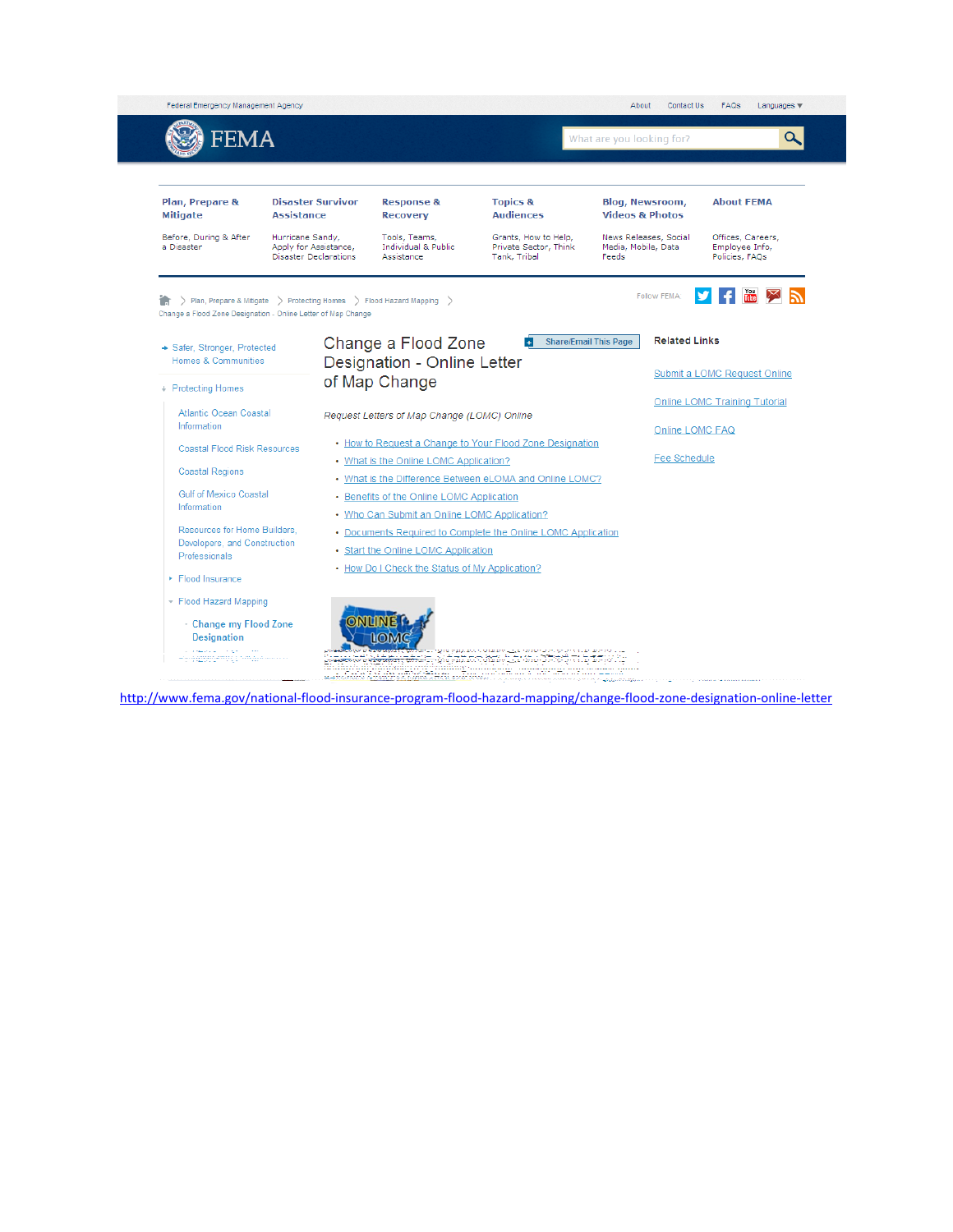Federal Emergency Management Agency

About | Contact Us | FAQs | Languages

FEMA

What are you looking for?

| Plan, Prepare & Mitigate | Disaster Survivor Assistance | Response & Recovery | Topics & Audiences | Blog, Newsroom, Videos & Photos | About FEMA |
|---|---|---|---|---|---|
| Before, During & After a Disaster | Hurricane Sandy, Apply for Assistance, Disaster Declarations | Tools, Teams, Individual & Public Assistance | Grants, How to Help, Private Sector, Think Tank, Tribal | News Releases, Social Media, Mobile, Data Feeds | Offices, Careers, Employee Info, Policies, FAQs |

Plan, Prepare & Mitigate > Protecting Homes > Flood Hazard Mapping > Change a Flood Zone Designation - Online Letter of Map Change

Follow FEMA

- Safer, Stronger, Protected Homes & Communities
- Protecting Homes
  - Atlantic Ocean Coastal Information
  - Coastal Flood Risk Resources
  - Coastal Regions
  - Gulf of Mexico Coastal Information
  - Resources for Home Builders, Developers, and Construction Professionals
  - Flood Insurance
  - Flood Hazard Mapping
    - Change my Flood Zone Designation

# Change a Flood Zone Designation - Online Letter of Map Change

Share/Email This Page

*Request Letters of Map Change (LOMC) Online*

- How to Request a Change to Your Flood Zone Designation
- What is the Online LOMC Application?
- What is the Difference Between eLOMA and Online LOMC?
- Benefits of the Online LOMC Application
- Who Can Submit an Online LOMC Application?
- Documents Required to Complete the Online LOMC Application
- Start the Online LOMC Application
- How Do I Check the Status of My Application?

ONLINE LOMC

**Related Links**

- Submit a LOMC Request Online
- Online LOMC Training Tutorial
- Online LOMC FAQ
- Fee Schedule

http://www.fema.gov/national-flood-insurance-program-flood-hazard-mapping/change-flood-zone-designation-online-letter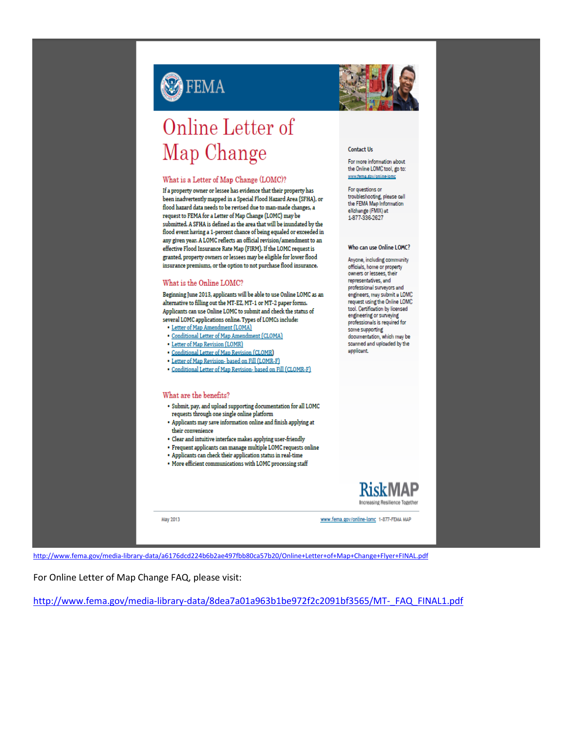# FEMA

# Online Letter of Map Change

## What is a Letter of Map Change (LOMC)?

If a property owner or lessee has evidence that their property has been inadvertently mapped in a Special Flood Hazard Area (SFHA), or flood hazard data needs to be revised due to man-made changes, a request to FEMA for a Letter of Map Change (LOMC) may be submitted. A SFHA is defined as the area that will be inundated by the flood event having a 1-percent chance of being equaled or exceeded in any given year. A LOMC reflects an official revision/amendment to an effective Flood Insurance Rate Map (FIRM). If the LOMC request is granted, property owners or lessees may be eligible for lower flood insurance premiums, or the option to not purchase flood insurance.

## What is the Online LOMC?

Beginning June 2013, applicants will be able to use Online LOMC as an alternative to filling out the MT-EZ, MT-1 or MT-2 paper forms. Applicants can use Online LOMC to submit and check the status of several LOMC applications online. Types of LOMCs include:

- Letter of Map Amendment (LOMA)
- Conditional Letter of Map Amendment (CLOMA)
- Letter of Map Revision (LOMR)
- Conditional Letter of Map Revision (CLOMR)
- Letter of Map Revision- based on Fill (LOMR-F)
- Conditional Letter of Map Revision- based on Fill (CLOMR-F)

## What are the benefits?

- Submit, pay, and upload supporting documentation for all LOMC requests through one single online platform
- Applicants may save information online and finish applying at their convenience
- Clear and intuitive interface makes applying user-friendly
- Frequent applicants can manage multiple LOMC requests online
- Applicants can check their application status in real-time
- More efficient communications with LOMC processing staff

### Contact Us

For more information about the Online LOMC tool, go to: www.fema.gov/online-lomc

For questions or troubleshooting, please call the FEMA Map Information eXchange (FMIX) at 1-877-336-2627

### Who can use Online LOMC?

Anyone, including community officials, home or property owners or lessees, their representatives, and professional surveyors and engineers, may submit a LOMC request using the Online LOMC tool. Certification by licensed engineering or surveying professionals is required for some supporting documentation, which may be scanned and uploaded by the applicant.

RiskMAP
Increasing Resilience Together

May 2013 www.fema.gov/online-lomc 1-877-FEMA MAP

http://www.fema.gov/media-library-data/a6176dcd224b6b2ae497fbb80ca57b20/Online+Letter+of+Map+Change+Flyer+FINAL.pdf

For Online Letter of Map Change FAQ, please visit:

http://www.fema.gov/media-library-data/8dea7a01a963b1be972f2c2091bf3565/MT-_FAQ_FINAL1.pdf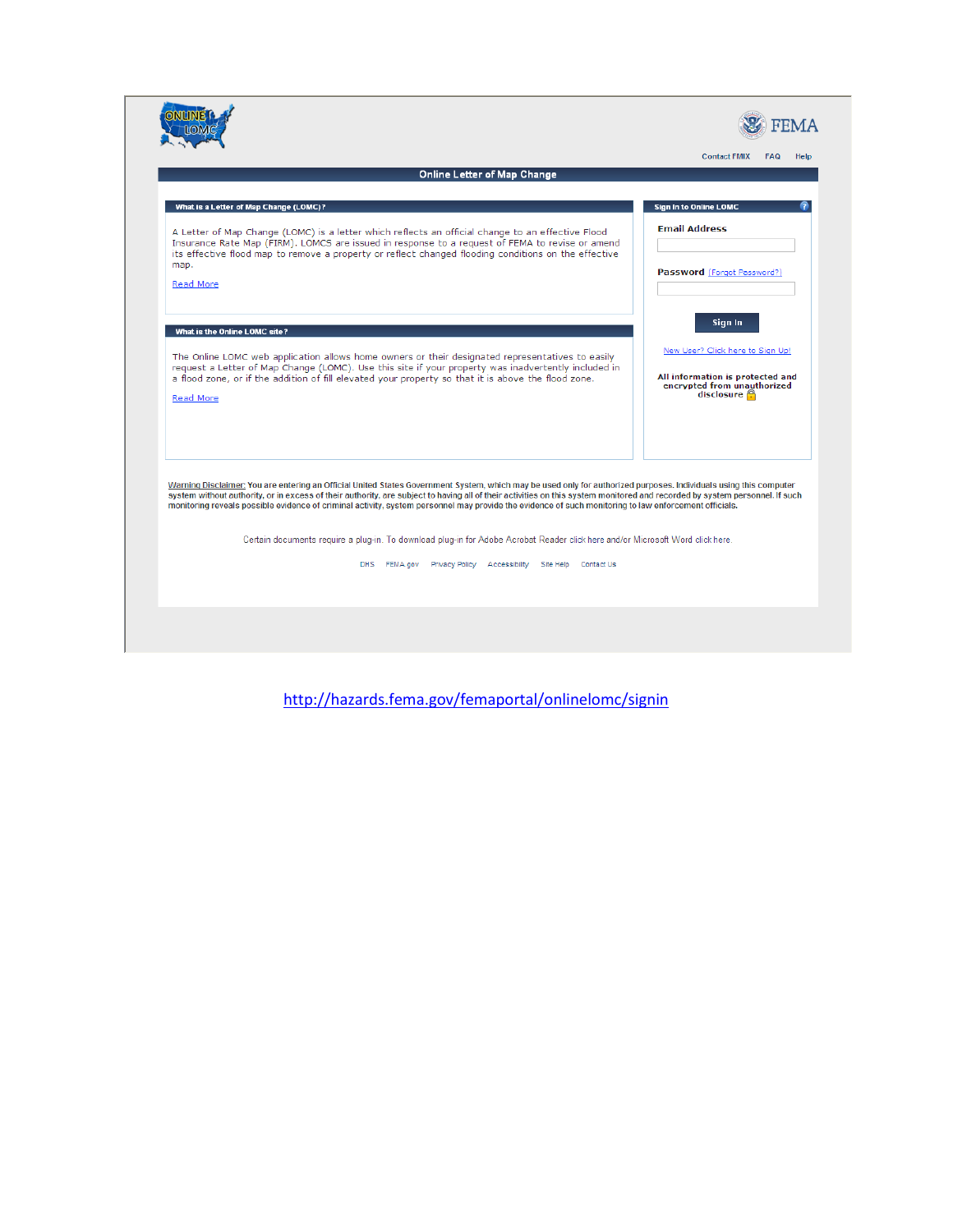ONLINE LOMC

FEMA

Contact FMIX FAQ Help

## Online Letter of Map Change

### What is a Letter of Map Change (LOMC)?

A Letter of Map Change (LOMC) is a letter which reflects an official change to an effective Flood Insurance Rate Map (FIRM). LOMCS are issued in response to a request of FEMA to revise or amend its effective flood map to remove a property or reflect changed flooding conditions on the effective map.

Read More

### What is the Online LOMC site?

The Online LOMC web application allows home owners or their designated representatives to easily request a Letter of Map Change (LOMC). Use this site if your property was inadvertently included in a flood zone, or if the addition of fill elevated your property so that it is above the flood zone.

Read More

### Sign In to Online LOMC

Email Address

Password [Forgot Password?]

Sign In

New User? Click here to Sign Up!

All information is protected and encrypted from unauthorized disclosure

Warning Disclaimer: You are entering an Official United States Government System, which may be used only for authorized purposes. Individuals using this computer system without authority, or in excess of their authority, are subject to having all of their activities on this system monitored and recorded by system personnel. If such monitoring reveals possible evidence of criminal activity, system personnel may provide the evidence of such monitoring to law enforcement officials.

Certain documents require a plug-in. To download plug-in for Adobe Acrobat Reader click here and/or Microsoft Word click here.

DHS FEMA.gov Privacy Policy Accessibility Site Help Contact Us

http://hazards.fema.gov/femaportal/onlinelomc/signin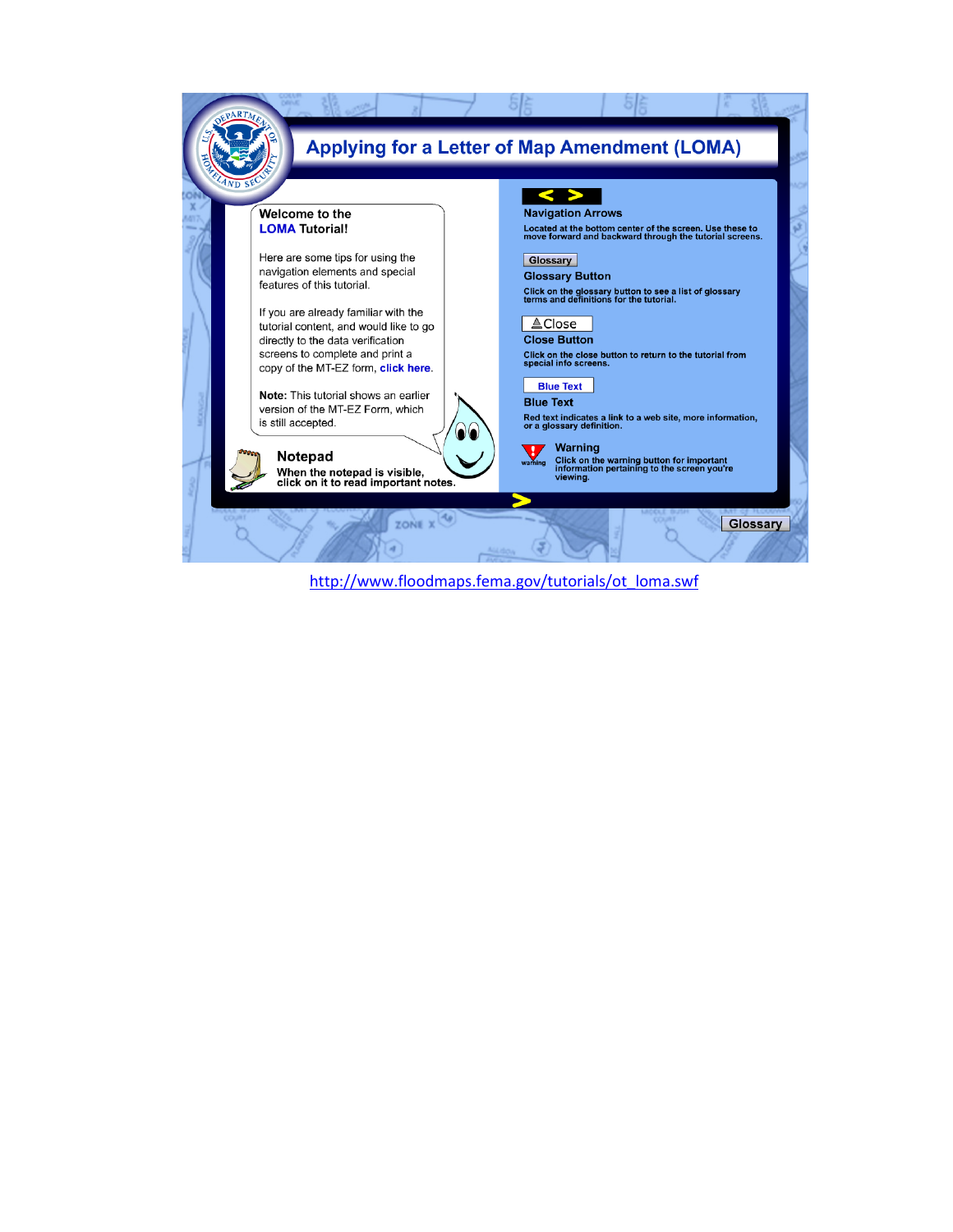# Applying for a Letter of Map Amendment (LOMA)

**Welcome to the LOMA Tutorial!**

Here are some tips for using the navigation elements and special features of this tutorial.

If you are already familiar with the tutorial content, and would like to go directly to the data verification screens to complete and print a copy of the MT-EZ form, click here.

**Note:** This tutorial shows an earlier version of the MT-EZ Form, which is still accepted.

**Notepad**

When the notepad is visible, click on it to read important notes.

**Navigation Arrows**

Located at the bottom center of the screen. Use these to move forward and backward through the tutorial screens.

**Glossary Button**

Click on the glossary button to see a list of glossary terms and definitions for the tutorial.

**Close Button**

Click on the close button to return to the tutorial from special info screens.

**Blue Text**

Red text indicates a link to a web site, more information, or a glossary definition.

**Warning**

Click on the warning button for important information pertaining to the screen you're viewing.

Glossary

http://www.floodmaps.fema.gov/tutorials/ot_loma.swf